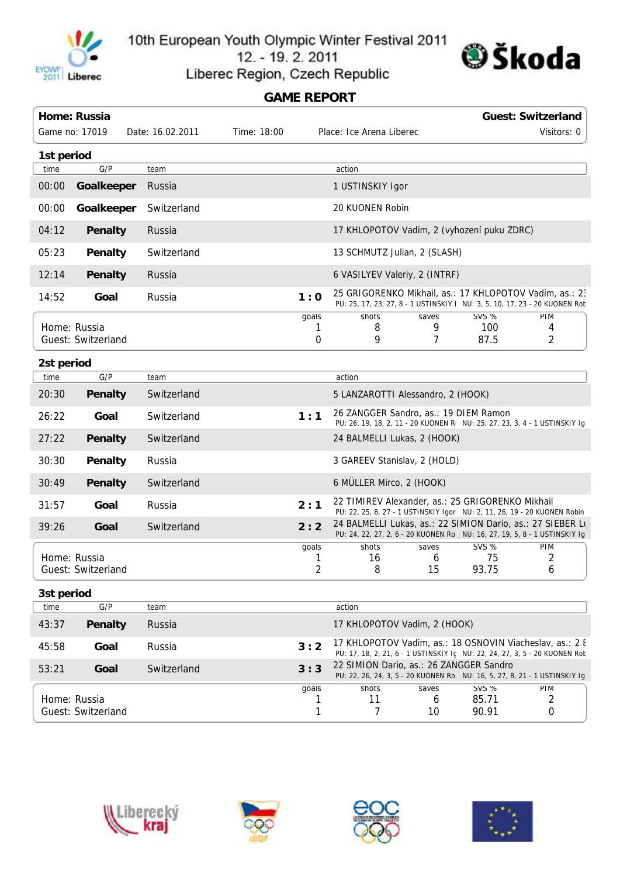# 10th European Youth Olympic Winter Festival 2011

12. - 19. 2. 2011

Liberec Region, Czech Republic

## GAME REPORT

| **Home: Russia** | | | | **Guest: Switzerland** |
|---|---|---|---|---|
| Game no: 17019 | Date: 16.02.2011 | Time: 18:00 | Place: Ice Arena Liberec | Visitors: 0 |

### 1st period

| time | G/P | team | | action |
|---|---|---|---|---|
| 00:00 | **Goalkeeper** | Russia | | 1 USTINSKIY Igor |
| 00:00 | **Goalkeeper** | Switzerland | | 20 KUONEN Robin |
| 04:12 | **Penalty** | Russia | | 17 KHLOPOTOV Vadim, 2 (vyhození puku ZDRC) |
| 05:23 | **Penalty** | Switzerland | | 13 SCHMUTZ Julian, 2 (SLASH) |
| 12:14 | **Penalty** | Russia | | 6 VASILYEV Valeriy, 2 (INTRF) |
| 14:52 | **Goal** | Russia | **1 : 0** | 25 GRIGORENKO Mikhail, as.: 17 KHLOPOTOV Vadim, as.: 2: PU: 25, 17, 23, 27, 8 - 1 USTINSKIY I NU: 3, 5, 10, 17, 23 - 20 KUONEN Rob |

| | goals | shots | saves | SVS % | PIM |
|---|---|---|---|---|---|
| Home: Russia | 1 | 8 | 9 | 100 | 4 |
| Guest: Switzerland | 0 | 9 | 7 | 87.5 | 2 |

### 2st period

| time | G/P | team | | action |
|---|---|---|---|---|
| 20:30 | **Penalty** | Switzerland | | 5 LANZAROTTI Alessandro, 2 (HOOK) |
| 26:22 | **Goal** | Switzerland | **1 : 1** | 26 ZANGGER Sandro, as.: 19 DIEM Ramon PU: 26, 19, 18, 2, 11 - 20 KUONEN R NU: 25, 27, 23, 3, 4 - 1 USTINSKIY Ig |
| 27:22 | **Penalty** | Switzerland | | 24 BALMELLI Lukas, 2 (HOOK) |
| 30:30 | **Penalty** | Russia | | 3 GAREEV Stanislav, 2 (HOLD) |
| 30:49 | **Penalty** | Switzerland | | 6 MÜLLER Mirco, 2 (HOOK) |
| 31:57 | **Goal** | Russia | **2 : 1** | 22 TIMIREV Alexander, as.: 25 GRIGORENKO Mikhail PU: 22, 25, 8, 27 - 1 USTINSKIY Igor NU: 2, 11, 26, 19 - 20 KUONEN Robin |
| 39:26 | **Goal** | Switzerland | **2 : 2** | 24 BALMELLI Lukas, as.: 22 SIMION Dario, as.: 27 SIEBER Lu PU: 24, 22, 27, 2, 6 - 20 KUONEN Ro NU: 16, 27, 19, 5, 8 - 1 USTINSKIY Ig |

| | goals | shots | saves | SVS % | PIM |
|---|---|---|---|---|---|
| Home: Russia | 1 | 16 | 6 | 75 | 2 |
| Guest: Switzerland | 2 | 8 | 15 | 93.75 | 6 |

### 3st period

| time | G/P | team | | action |
|---|---|---|---|---|
| 43:37 | **Penalty** | Russia | | 17 KHLOPOTOV Vadim, 2 (HOOK) |
| 45:58 | **Goal** | Russia | **3 : 2** | 17 KHLOPOTOV Vadim, as.: 18 OSNOVIN Viacheslav, as.: 2 E PU: 17, 18, 2, 21, 6 - 1 USTINSKIY I NU: 22, 24, 27, 3, 5 - 20 KUONEN Rob |
| 53:21 | **Goal** | Switzerland | **3 : 3** | 22 SIMION Dario, as.: 26 ZANGGER Sandro PU: 22, 26, 24, 3, 5 - 20 KUONEN Ro NU: 16, 5, 27, 8, 21 - 1 USTINSKIY Ig |

| | goals | shots | saves | SVS % | PIM |
|---|---|---|---|---|---|
| Home: Russia | 1 | 11 | 6 | 85.71 | 2 |
| Guest: Switzerland | 1 | 7 | 10 | 90.91 | 0 |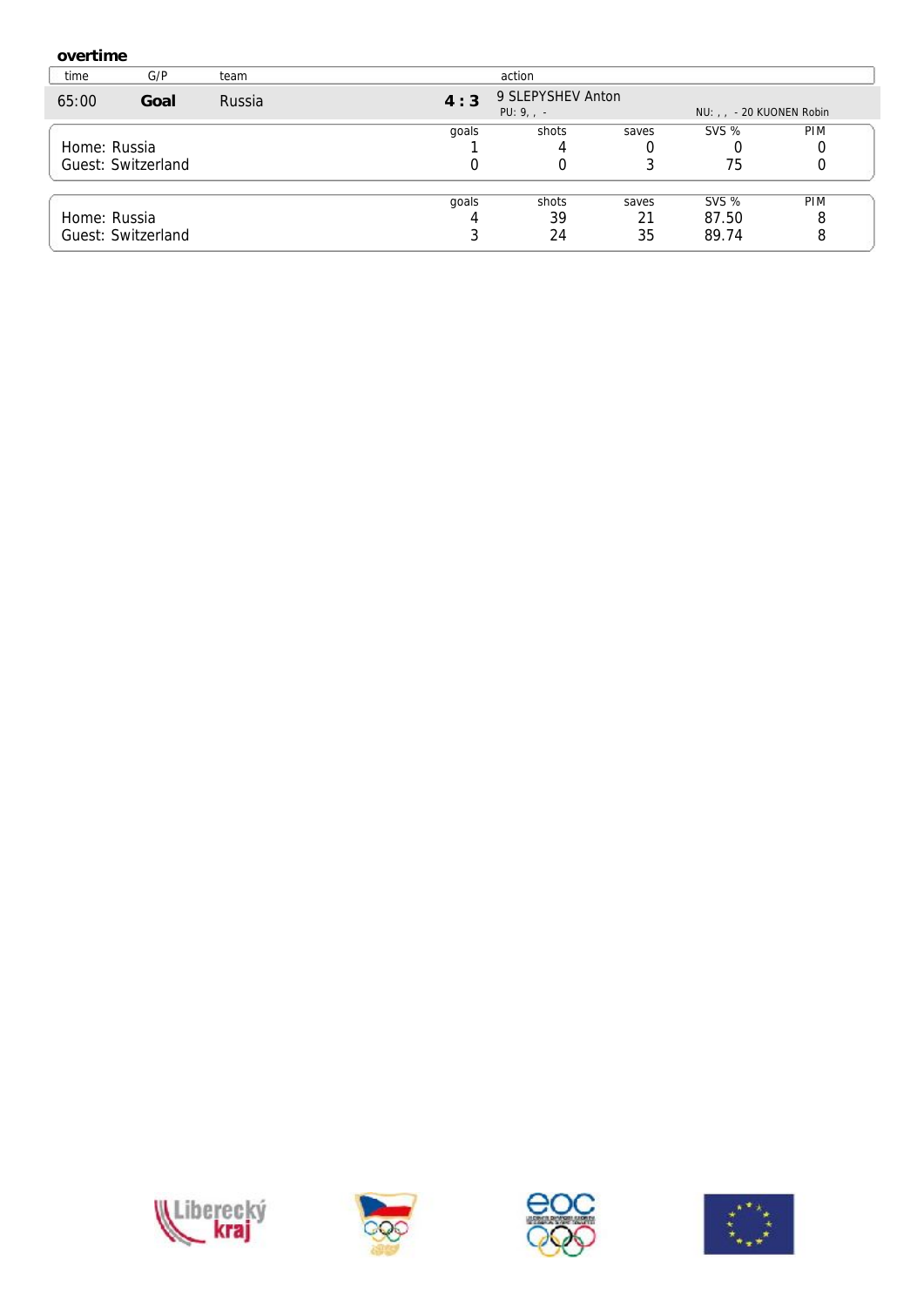**overtime**

| time | G/P | team | | action | |
|---|---|---|---|---|---|
| 65:00 | **Goal** | Russia | **4 : 3** | 9 SLEPYSHEV Anton<br>PU: 9, , - | NU: , , - 20 KUONEN Robin |

| | goals | shots | saves | SVS % | PIM |
|---|---|---|---|---|---|
| Home: Russia | 1 | 4 | 0 | 0 | 0 |
| Guest: Switzerland | 0 | 0 | 3 | 75 | 0 |

| | goals | shots | saves | SVS % | PIM |
|---|---|---|---|---|---|
| Home: Russia | 4 | 39 | 21 | 87.50 | 8 |
| Guest: Switzerland | 3 | 24 | 35 | 89.74 | 8 |